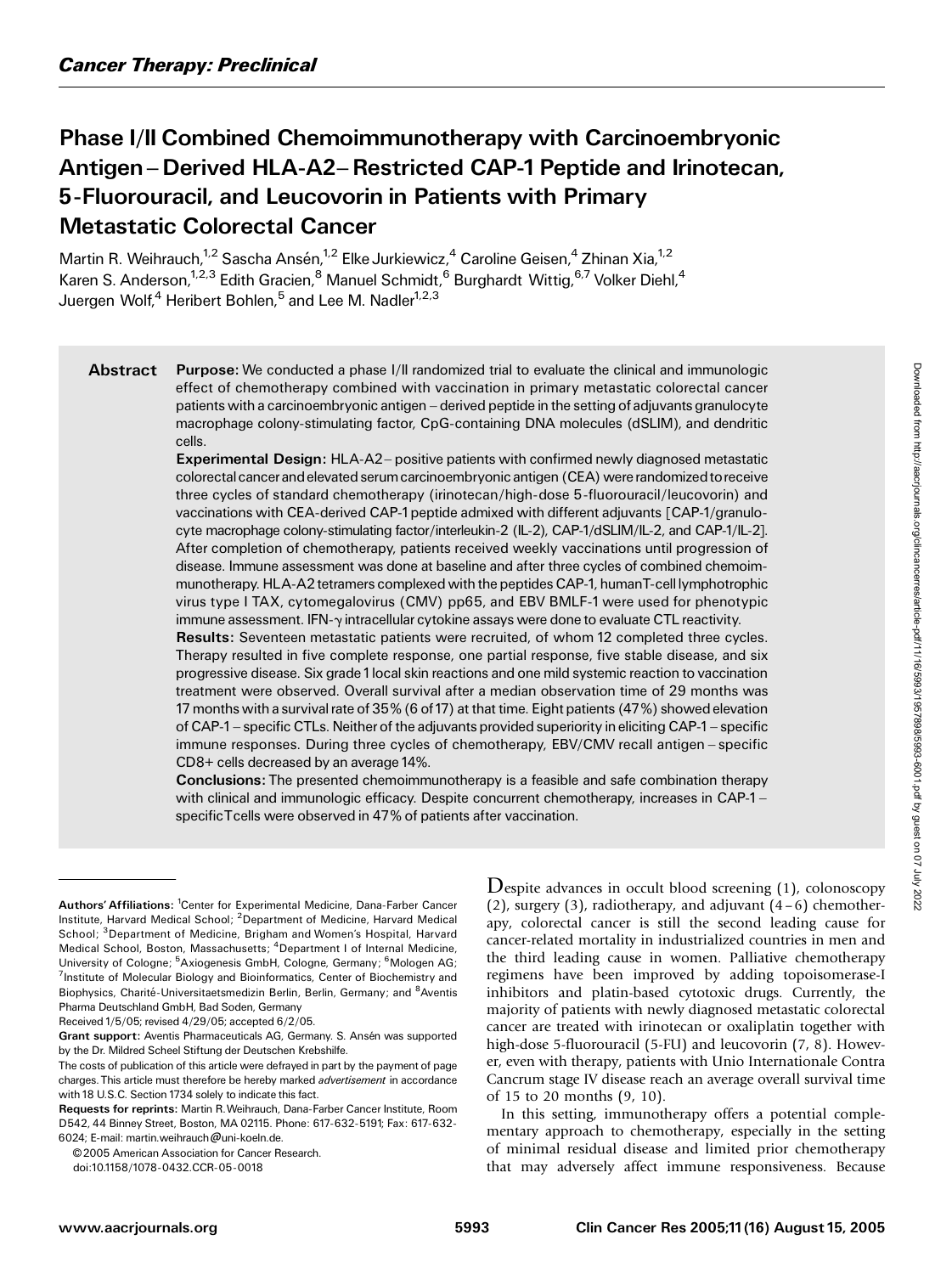*Cancer Therapy: Preclinical*

# Phase I/II Combined Chemoimmunotherapy with Carcinoembryonic Antigen–Derived HLA-A2–Restricted CAP-1 Peptide and Irinotecan, 5-Fluorouracil, and Leucovorin in Patients with Primary Metastatic Colorectal Cancer

Martin R. Weihrauch,[1,2] Sascha Ansén,[1,2] Elke Jurkiewicz,[4] Caroline Geisen,[4] Zhinan Xia,[1,2] Karen S. Anderson,[1,2,3] Edith Gracien,[8] Manuel Schmidt,[6] Burghardt Wittig,[6,7] Volker Diehl,[4] Juergen Wolf,[4] Heribert Bohlen,[5] and Lee M. Nadler[1,2,3]

**Abstract** **Purpose:** We conducted a phase I/II randomized trial to evaluate the clinical and immunologic effect of chemotherapy combined with vaccination in primary metastatic colorectal cancer patients with a carcinoembryonic antigen–derived peptide in the setting of adjuvants granulocyte macrophage colony-stimulating factor, CpG-containing DNA molecules (dSLIM), and dendritic cells.

**Experimental Design:** HLA-A2–positive patients with confirmed newly diagnosed metastatic colorectal cancer and elevated serum carcinoembryonic antigen (CEA) were randomized to receive three cycles of standard chemotherapy (irinotecan/high-dose 5-fluorouracil/leucovorin) and vaccinations with CEA-derived CAP-1 peptide admixed with different adjuvants [CAP-1/granulocyte macrophage colony-stimulating factor/interleukin-2 (IL-2), CAP-1/dSLIM/IL-2, and CAP-1/IL-2]. After completion of chemotherapy, patients received weekly vaccinations until progression of disease. Immune assessment was done at baseline and after three cycles of combined chemoimmunotherapy. HLA-A2 tetramers complexed with the peptides CAP-1, human T-cell lymphotrophic virus type I TAX, cytomegalovirus (CMV) pp65, and EBV BMLF-1 were used for phenotypic immune assessment. IFN-γ intracellular cytokine assays were done to evaluate CTL reactivity.

**Results:** Seventeen metastatic patients were recruited, of whom 12 completed three cycles. Therapy resulted in five complete response, one partial response, five stable disease, and six progressive disease. Six grade 1 local skin reactions and one mild systemic reaction to vaccination treatment were observed. Overall survival after a median observation time of 29 months was 17 months with a survival rate of 35% (6 of 17) at that time. Eight patients (47%) showed elevation of CAP-1–specific CTLs. Neither of the adjuvants provided superiority in eliciting CAP-1–specific immune responses. During three cycles of chemotherapy, EBV/CMV recall antigen–specific CD8+ cells decreased by an average 14%.

**Conclusions:** The presented chemoimmunotherapy is a feasible and safe combination therapy with clinical and immunologic efficacy. Despite concurrent chemotherapy, increases in CAP-1–specific T cells were observed in 47% of patients after vaccination.

---

**Authors' Affiliations:** [1]Center for Experimental Medicine, Dana-Farber Cancer Institute, Harvard Medical School; [2]Department of Medicine, Harvard Medical School; [3]Department of Medicine, Brigham and Women's Hospital, Harvard Medical School, Boston, Massachusetts; [4]Department I of Internal Medicine, University of Cologne; [5]Axiogenesis GmbH, Cologne, Germany; [6]Mologen AG; [7]Institute of Molecular Biology and Bioinformatics, Center of Biochemistry and Biophysics, Charité-Universitaetsmedizin Berlin, Berlin, Germany; and [8]Aventis Pharma Deutschland GmbH, Bad Soden, Germany

Received 1/5/05; revised 4/29/05; accepted 6/2/05.

**Grant support:** Aventis Pharmaceuticals AG, Germany. S. Ansén was supported by the Dr. Mildred Scheel Stiftung der Deutschen Krebshilfe.

The costs of publication of this article were defrayed in part by the payment of page charges. This article must therefore be hereby marked *advertisement* in accordance with 18 U.S.C. Section 1734 solely to indicate this fact.

**Requests for reprints:** Martin R. Weihrauch, Dana-Farber Cancer Institute, Room D542, 44 Binney Street, Boston, MA 02115. Phone: 617-632-5191; Fax: 617-632-6024; E-mail: martin.weihrauch@uni-koeln.de.

©2005 American Association for Cancer Research.

doi:10.1158/1078-0432.CCR-05-0018

---

Despite advances in occult blood screening (1), colonoscopy (2), surgery (3), radiotherapy, and adjuvant (4–6) chemotherapy, colorectal cancer is still the second leading cause for cancer-related mortality in industrialized countries in men and the third leading cause in women. Palliative chemotherapy regimens have been improved by adding topoisomerase-I inhibitors and platin-based cytotoxic drugs. Currently, the majority of patients with newly diagnosed metastatic colorectal cancer are treated with irinotecan or oxaliplatin together with high-dose 5-fluorouracil (5-FU) and leucovorin (7, 8). However, even with therapy, patients with Unio Internationale Contra Cancrum stage IV disease reach an average overall survival time of 15 to 20 months (9, 10).

In this setting, immunotherapy offers a potential complementary approach to chemotherapy, especially in the setting of minimal residual disease and limited prior chemotherapy that may adversely affect immune responsiveness. Because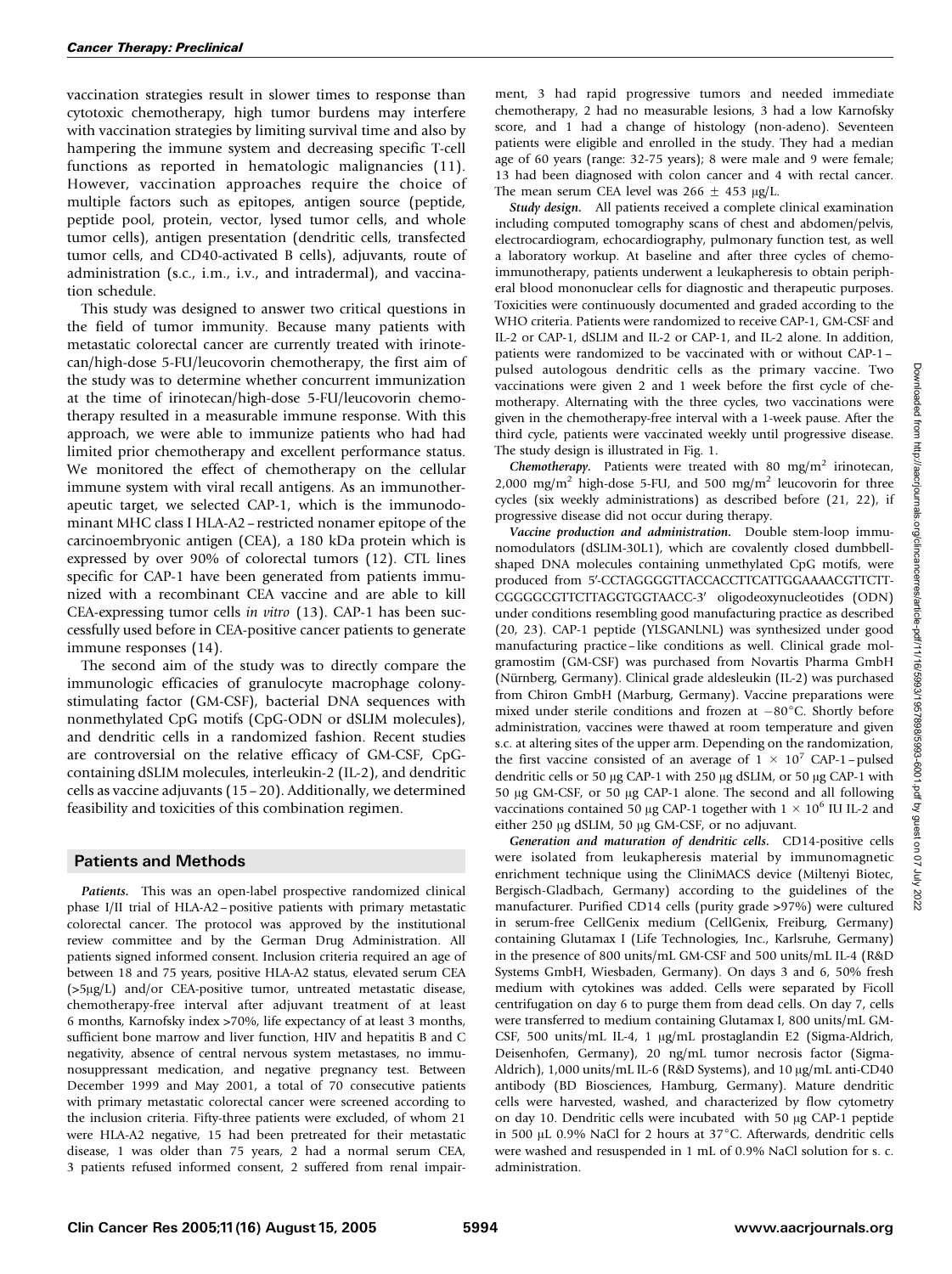vaccination strategies result in slower times to response than cytotoxic chemotherapy, high tumor burdens may interfere with vaccination strategies by limiting survival time and also by hampering the immune system and decreasing specific T-cell functions as reported in hematologic malignancies (11). However, vaccination approaches require the choice of multiple factors such as epitopes, antigen source (peptide, peptide pool, protein, vector, lysed tumor cells, and whole tumor cells), antigen presentation (dendritic cells, transfected tumor cells, and CD40-activated B cells), adjuvants, route of administration (s.c., i.m., i.v., and intradermal), and vaccination schedule.

This study was designed to answer two critical questions in the field of tumor immunity. Because many patients with metastatic colorectal cancer are currently treated with irinotecan/high-dose 5-FU/leucovorin chemotherapy, the first aim of the study was to determine whether concurrent immunization at the time of irinotecan/high-dose 5-FU/leucovorin chemotherapy resulted in a measurable immune response. With this approach, we were able to immunize patients who had had limited prior chemotherapy and excellent performance status. We monitored the effect of chemotherapy on the cellular immune system with viral recall antigens. As an immunotherapeutic target, we selected CAP-1, which is the immunodominant MHC class I HLA-A2–restricted nonamer epitope of the carcinoembryonic antigen (CEA), a 180 kDa protein which is expressed by over 90% of colorectal tumors (12). CTL lines specific for CAP-1 have been generated from patients immunized with a recombinant CEA vaccine and are able to kill CEA-expressing tumor cells *in vitro* (13). CAP-1 has been successfully used before in CEA-positive cancer patients to generate immune responses (14).

The second aim of the study was to directly compare the immunologic efficacies of granulocyte macrophage colony-stimulating factor (GM-CSF), bacterial DNA sequences with nonmethylated CpG motifs (CpG-ODN or dSLIM molecules), and dendritic cells in a randomized fashion. Recent studies are controversial on the relative efficacy of GM-CSF, CpG-containing dSLIM molecules, interleukin-2 (IL-2), and dendritic cells as vaccine adjuvants (15–20). Additionally, we determined feasibility and toxicities of this combination regimen.

## Patients and Methods

***Patients.*** This was an open-label prospective randomized clinical phase I/II trial of HLA-A2–positive patients with primary metastatic colorectal cancer. The protocol was approved by the institutional review committee and by the German Drug Administration. All patients signed informed consent. Inclusion criteria required an age of between 18 and 75 years, positive HLA-A2 status, elevated serum CEA (>5μg/L) and/or CEA-positive tumor, untreated metastatic disease, chemotherapy-free interval after adjuvant treatment of at least 6 months, Karnofsky index >70%, life expectancy of at least 3 months, sufficient bone marrow and liver function, HIV and hepatitis B and C negativity, absence of central nervous system metastases, no immunosuppressant medication, and negative pregnancy test. Between December 1999 and May 2001, a total of 70 consecutive patients with primary metastatic colorectal cancer were screened according to the inclusion criteria. Fifty-three patients were excluded, of whom 21 were HLA-A2 negative, 15 had been pretreated for their metastatic disease, 1 was older than 75 years, 2 had a normal serum CEA, 3 patients refused informed consent, 2 suffered from renal impairment, 3 had rapid progressive tumors and needed immediate chemotherapy, 2 had no measurable lesions, 3 had a low Karnofsky score, and 1 had a change of histology (non-adeno). Seventeen patients were eligible and enrolled in the study. They had a median age of 60 years (range: 32-75 years); 8 were male and 9 were female; 13 had been diagnosed with colon cancer and 4 with rectal cancer. The mean serum CEA level was 266 ± 453 μg/L.

***Study design.*** All patients received a complete clinical examination including computed tomography scans of chest and abdomen/pelvis, electrocardiogram, echocardiography, pulmonary function test, as well as a laboratory workup. At baseline and after three cycles of chemo-immunotherapy, patients underwent a leukapheresis to obtain peripheral blood mononuclear cells for diagnostic and therapeutic purposes. Toxicities were continuously documented and graded according to the WHO criteria. Patients were randomized to receive CAP-1, GM-CSF and IL-2 or CAP-1, dSLIM and IL-2 or CAP-1, and IL-2 alone. In addition, patients were randomized to be vaccinated with or without CAP-1–pulsed autologous dendritic cells as the primary vaccine. Two vaccinations were given 2 and 1 week before the first cycle of chemotherapy. Alternating with the three cycles, two vaccinations were given in the chemotherapy-free interval with a 1-week pause. After the third cycle, patients were vaccinated weekly until progressive disease. The study design is illustrated in Fig. 1.

***Chemotherapy.*** Patients were treated with 80 mg/m$^2$ irinotecan, 2,000 mg/m$^2$ high-dose 5-FU, and 500 mg/m$^2$ leucovorin for three cycles (six weekly administrations) as described before (21, 22), if progressive disease did not occur during therapy.

***Vaccine production and administration.*** Double stem-loop immunomodulators (dSLIM-30L1), which are covalently closed dumbbell-shaped DNA molecules containing unmethylated CpG motifs, were produced from 5′-CCTAGGGGTTACCACCTTCATTGGAAAACGTTCTTCGGGGCGTTCTTAGGTGGTAACC-3′ oligodeoxynucleotides (ODN) under conditions resembling good manufacturing practice as described (20, 23). CAP-1 peptide (YLSGANLNL) was synthesized under good manufacturing practice–like conditions as well. Clinical grade molgramostim (GM-CSF) was purchased from Novartis Pharma GmbH (Nürnberg, Germany). Clinical grade aldesleukin (IL-2) was purchased from Chiron GmbH (Marburg, Germany). Vaccine preparations were mixed under sterile conditions and frozen at −80°C. Shortly before administration, vaccines were thawed at room temperature and given s.c. at altering sites of the upper arm. Depending on the randomization, the first vaccine consisted of an average of $1 \times 10^7$ CAP-1–pulsed dendritic cells or 50 μg CAP-1 with 250 μg dSLIM, or 50 μg CAP-1 with 50 μg GM-CSF, or 50 μg CAP-1 alone. The second and all following vaccinations contained 50 μg CAP-1 together with $1 \times 10^6$ IU IL-2 and either 250 μg dSLIM, 50 μg GM-CSF, or no adjuvant.

***Generation and maturation of dendritic cells.*** CD14-positive cells were isolated from leukapheresis material by immunomagnetic enrichment technique using the CliniMACS device (Miltenyi Biotec, Bergisch-Gladbach, Germany) according to the guidelines of the manufacturer. Purified CD14 cells (purity grade >97%) were cultured in serum-free CellGenix medium (CellGenix, Freiburg, Germany) containing Glutamax I (Life Technologies, Inc., Karlsruhe, Germany) in the presence of 800 units/mL GM-CSF and 500 units/mL IL-4 (R&D Systems GmbH, Wiesbaden, Germany). On days 3 and 6, 50% fresh medium with cytokines was added. Cells were separated by Ficoll centrifugation on day 6 to purge them from dead cells. On day 7, cells were transferred to medium containing Glutamax I, 800 units/mL GM-CSF, 500 units/mL IL-4, 1 μg/mL prostaglandin E2 (Sigma-Aldrich, Deisenhofen, Germany), 20 ng/mL tumor necrosis factor (Sigma-Aldrich), 1,000 units/mL IL-6 (R&D Systems), and 10 μg/mL anti-CD40 antibody (BD Biosciences, Hamburg, Germany). Mature dendritic cells were harvested, washed, and characterized by flow cytometry on day 10. Dendritic cells were incubated with 50 μg CAP-1 peptide in 500 μL 0.9% NaCl for 2 hours at 37°C. Afterwards, dendritic cells were washed and resuspended in 1 mL of 0.9% NaCl solution for s. c. administration.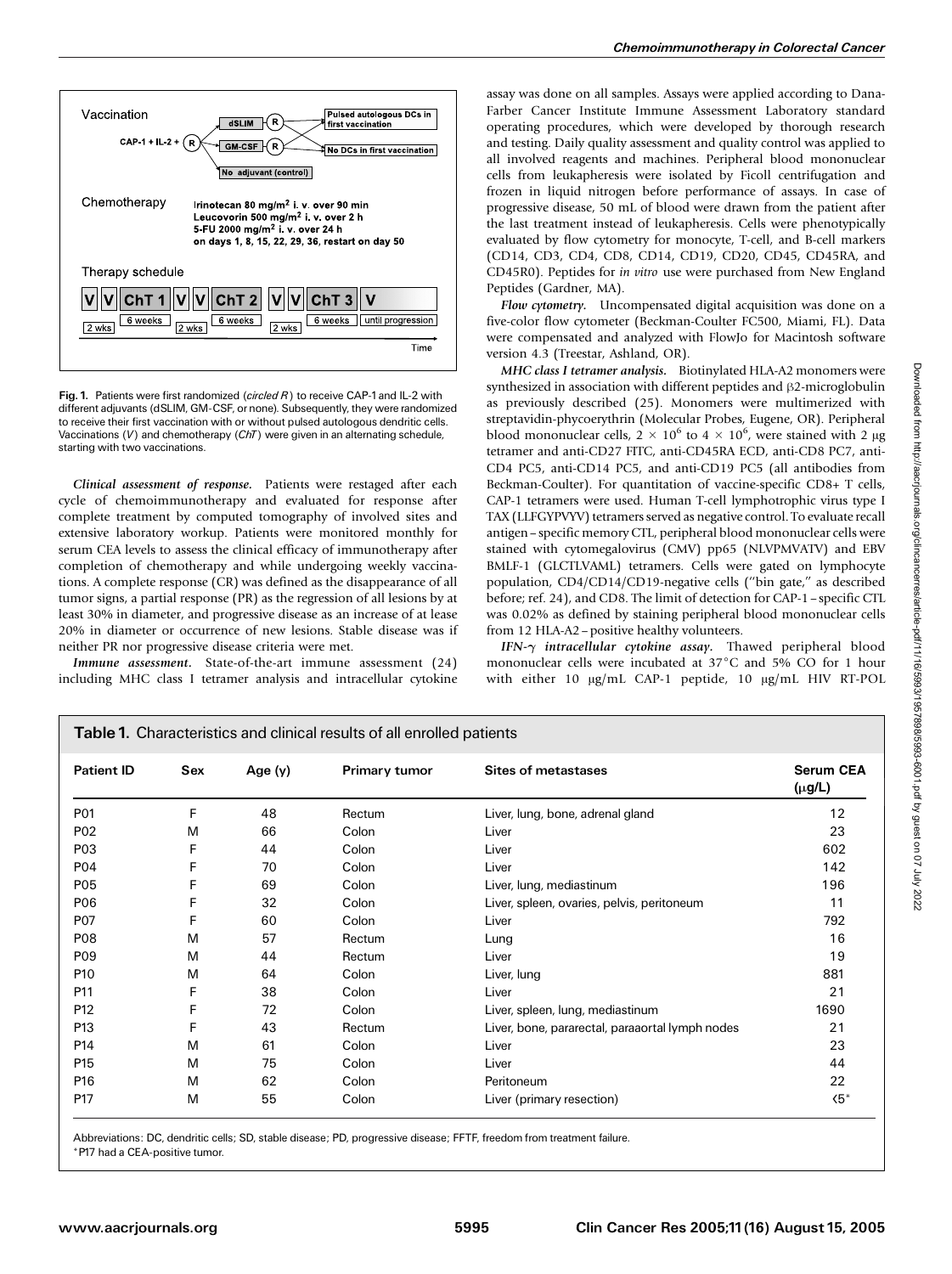Vaccination

CAP-1 + IL-2 + (R) → dSLIM (R) / GM-CSF (R) / No adjuvant (control)

Pulsed autologous DCs in first vaccination

No DCs in first vaccination

Chemotherapy

Irinotecan 80 mg/m$^2$ i. v. over 90 min
Leucovorin 500 mg/m$^2$ i. v. over 2 h
5-FU 2000 mg/m$^2$ i. v. over 24 h
on days 1, 8, 15, 22, 29, 36, restart on day 50

Therapy schedule

V V ChT 1 V V ChT 2 V V ChT 3 V

2 wks, 6 weeks, 2 wks, 6 weeks, 2 wks, 6 weeks, until progression

Time

**Fig. 1.** Patients were first randomized (*circled R*) to receive CAP-1 and IL-2 with different adjuvants (dSLIM, GM-CSF, or none). Subsequently, they were randomized to receive their first vaccination with or without pulsed autologous dendritic cells. Vaccinations (*V*) and chemotherapy (*ChT*) were given in an alternating schedule, starting with two vaccinations.

***Clinical assessment of response.*** Patients were restaged after each cycle of chemoimmunotherapy and evaluated for response after complete treatment by computed tomography of involved sites and extensive laboratory workup. Patients were monitored monthly for serum CEA levels to assess the clinical efficacy of immunotherapy after completion of chemotherapy and while undergoing weekly vaccinations. A complete response (CR) was defined as the disappearance of all tumor signs, a partial response (PR) as the regression of all lesions by at least 30% in diameter, and progressive disease as an increase of at lease 20% in diameter or occurrence of new lesions. Stable disease was if neither PR nor progressive disease criteria were met.

***Immune assessment.*** State-of-the-art immune assessment (24) including MHC class I tetramer analysis and intracellular cytokine assay was done on all samples. Assays were applied according to Dana-Farber Cancer Institute Immune Assessment Laboratory standard operating procedures, which were developed by thorough research and testing. Daily quality assessment and quality control was applied to all involved reagents and machines. Peripheral blood mononuclear cells from leukapheresis were isolated by Ficoll centrifugation and frozen in liquid nitrogen before performance of assays. In case of progressive disease, 50 mL of blood were drawn from the patient after the last treatment instead of leukapheresis. Cells were phenotypically evaluated by flow cytometry for monocyte, T-cell, and B-cell markers (CD14, CD3, CD4, CD8, CD14, CD19, CD20, CD45, CD45RA, and CD45R0). Peptides for *in vitro* use were purchased from New England Peptides (Gardner, MA).

***Flow cytometry.*** Uncompensated digital acquisition was done on a five-color flow cytometer (Beckman-Coulter FC500, Miami, FL). Data were compensated and analyzed with FlowJo for Macintosh software version 4.3 (Treestar, Ashland, OR).

***MHC class I tetramer analysis.*** Biotinylated HLA-A2 monomers were synthesized in association with different peptides and β2-microglobulin as previously described (25). Monomers were multimerized with streptavidin-phycoerythrin (Molecular Probes, Eugene, OR). Peripheral blood mononuclear cells, $2 \times 10^6$ to $4 \times 10^6$, were stained with 2 μg tetramer and anti-CD27 FITC, anti-CD45RA ECD, anti-CD8 PC7, anti-CD4 PC5, anti-CD14 PC5, and anti-CD19 PC5 (all antibodies from Beckman-Coulter). For quantitation of vaccine-specific CD8+ T cells, CAP-1 tetramers were used. Human T-cell lymphotrophic virus type I TAX (LLFGYPVYV) tetramers served as negative control. To evaluate recall antigen–specific memory CTL, peripheral blood mononuclear cells were stained with cytomegalovirus (CMV) pp65 (NLVPMVATV) and EBV BMLF-1 (GLCTLVAML) tetramers. Cells were gated on lymphocyte population, CD4/CD14/CD19-negative cells ("bin gate," as described before; ref. 24), and CD8. The limit of detection for CAP-1–specific CTL was 0.02% as defined by staining peripheral blood mononuclear cells from 12 HLA-A2–positive healthy volunteers.

***IFN-γ intracellular cytokine assay.*** Thawed peripheral blood mononuclear cells were incubated at 37°C and 5% CO for 1 hour with either 10 μg/mL CAP-1 peptide, 10 μg/mL HIV RT-POL

**Table 1.** Characteristics and clinical results of all enrolled patients

| Patient ID | Sex | Age (y) | Primary tumor | Sites of metastases | Serum CEA (μg/L) |
|---|---|---|---|---|---|
| P01 | F | 48 | Rectum | Liver, lung, bone, adrenal gland | 12 |
| P02 | M | 66 | Colon | Liver | 23 |
| P03 | F | 44 | Colon | Liver | 602 |
| P04 | F | 70 | Colon | Liver | 142 |
| P05 | F | 69 | Colon | Liver, lung, mediastinum | 196 |
| P06 | F | 32 | Colon | Liver, spleen, ovaries, pelvis, peritoneum | 11 |
| P07 | F | 60 | Colon | Liver | 792 |
| P08 | M | 57 | Rectum | Lung | 16 |
| P09 | M | 44 | Rectum | Liver | 19 |
| P10 | M | 64 | Colon | Liver, lung | 881 |
| P11 | F | 38 | Colon | Liver | 21 |
| P12 | F | 72 | Colon | Liver, spleen, lung, mediastinum | 1690 |
| P13 | F | 43 | Rectum | Liver, bone, pararectal, paraaortal lymph nodes | 21 |
| P14 | M | 61 | Colon | Liver | 23 |
| P15 | M | 75 | Colon | Liver | 44 |
| P16 | M | 62 | Colon | Peritoneum | 22 |
| P17 | M | 55 | Colon | Liver (primary resection) | <5* |

Abbreviations: DC, dendritic cells; SD, stable disease; PD, progressive disease; FFTF, freedom from treatment failure.
*P17 had a CEA-positive tumor.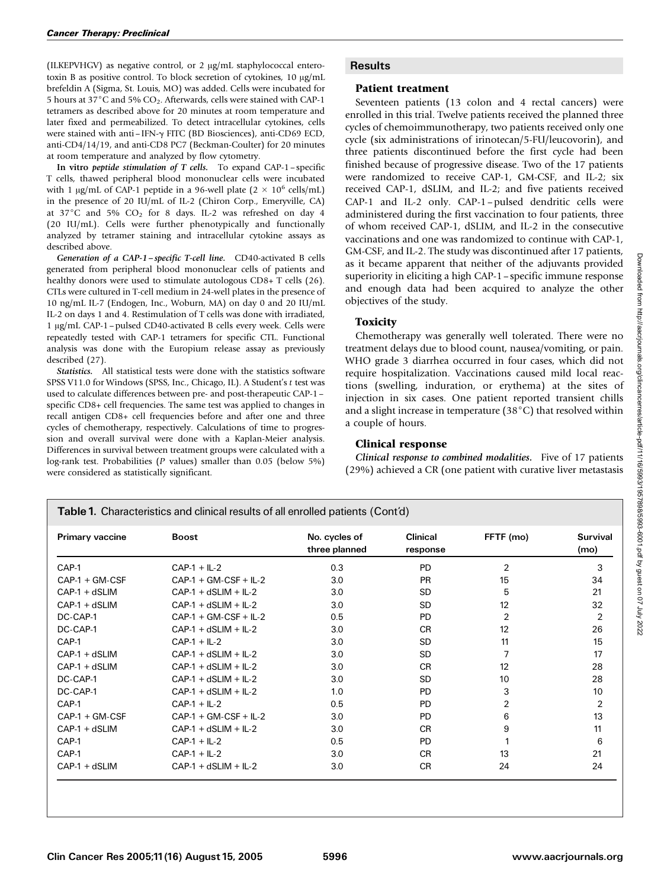(ILKEPVHGV) as negative control, or 2 μg/mL staphylococcal enterotoxin B as positive control. To block secretion of cytokines, 10 μg/mL brefeldin A (Sigma, St. Louis, MO) was added. Cells were incubated for 5 hours at 37°C and 5% $CO_2$. Afterwards, cells were stained with CAP-1 tetramers as described above for 20 minutes at room temperature and later fixed and permeabilized. To detect intracellular cytokines, cells were stained with anti–IFN-γ FITC (BD Biosciences), anti-CD69 ECD, anti-CD4/14/19, and anti-CD8 PC7 (Beckman-Coulter) for 20 minutes at room temperature and analyzed by flow cytometry.

***In vitro* peptide stimulation of T cells.** To expand CAP-1–specific T cells, thawed peripheral blood mononuclear cells were incubated with 1 μg/mL of CAP-1 peptide in a 96-well plate ($2 \times 10^6$ cells/mL) in the presence of 20 IU/mL of IL-2 (Chiron Corp., Emeryville, CA) at 37°C and 5% $CO_2$ for 8 days. IL-2 was refreshed on day 4 (20 IU/mL). Cells were further phenotypically and functionally analyzed by tetramer staining and intracellular cytokine assays as described above.

***Generation of a CAP-1–specific T-cell line.*** CD40-activated B cells generated from peripheral blood mononuclear cells of patients and healthy donors were used to stimulate autologous CD8+ T cells (26). CTLs were cultured in T-cell medium in 24-well plates in the presence of 10 ng/mL IL-7 (Endogen, Inc., Woburn, MA) on day 0 and 20 IU/mL IL-2 on days 1 and 4. Restimulation of T cells was done with irradiated, 1 μg/mL CAP-1–pulsed CD40-activated B cells every week. Cells were repeatedly tested with CAP-1 tetramers for specific CTL. Functional analysis was done with the Europium release assay as previously described (27).

***Statistics.*** All statistical tests were done with the statistics software SPSS V11.0 for Windows (SPSS, Inc., Chicago, IL). A Student's *t* test was used to calculate differences between pre- and post-therapeutic CAP-1–specific CD8+ cell frequencies. The same test was applied to changes in recall antigen CD8+ cell frequencies before and after one and three cycles of chemotherapy, respectively. Calculations of time to progression and overall survival were done with a Kaplan-Meier analysis. Differences in survival between treatment groups were calculated with a log-rank test. Probabilities (*P* values) smaller than 0.05 (below 5%) were considered as statistically significant.

## Results

### Patient treatment

Seventeen patients (13 colon and 4 rectal cancers) were enrolled in this trial. Twelve patients received the planned three cycles of chemoimmunotherapy, two patients received only one cycle (six administrations of irinotecan/5-FU/leucovorin), and three patients discontinued before the first cycle had been finished because of progressive disease. Two of the 17 patients were randomized to receive CAP-1, GM-CSF, and IL-2; six received CAP-1, dSLIM, and IL-2; and five patients received CAP-1 and IL-2 only. CAP-1–pulsed dendritic cells were administered during the first vaccination to four patients, three of whom received CAP-1, dSLIM, and IL-2 in the consecutive vaccinations and one was randomized to continue with CAP-1, GM-CSF, and IL-2. The study was discontinued after 17 patients, as it became apparent that neither of the adjuvants provided superiority in eliciting a high CAP-1–specific immune response and enough data had been acquired to analyze the other objectives of the study.

### Toxicity

Chemotherapy was generally well tolerated. There were no treatment delays due to blood count, nausea/vomiting, or pain. WHO grade 3 diarrhea occurred in four cases, which did not require hospitalization. Vaccinations caused mild local reactions (swelling, induration, or erythema) at the sites of injection in six cases. One patient reported transient chills and a slight increase in temperature (38°C) that resolved within a couple of hours.

### Clinical response

***Clinical response to combined modalities.*** Five of 17 patients (29%) achieved a CR (one patient with curative liver metastasis

**Table 1.** Characteristics and clinical results of all enrolled patients (Cont'd)

| Primary vaccine | Boost | No. cycles of three planned | Clinical response | FFTF (mo) | Survival (mo) |
|---|---|---|---|---|---|
| CAP-1 | CAP-1 + IL-2 | 0.3 | PD | 2 | 3 |
| CAP-1 + GM-CSF | CAP-1 + GM-CSF + IL-2 | 3.0 | PR | 15 | 34 |
| CAP-1 + dSLIM | CAP-1 + dSLIM + IL-2 | 3.0 | SD | 5 | 21 |
| CAP-1 + dSLIM | CAP-1 + dSLIM + IL-2 | 3.0 | SD | 12 | 32 |
| DC-CAP-1 | CAP-1 + GM-CSF + IL-2 | 0.5 | PD | 2 | 2 |
| DC-CAP-1 | CAP-1 + dSLIM + IL-2 | 3.0 | CR | 12 | 26 |
| CAP-1 | CAP-1 + IL-2 | 3.0 | SD | 11 | 15 |
| CAP-1 + dSLIM | CAP-1 + dSLIM + IL-2 | 3.0 | SD | 7 | 17 |
| CAP-1 + dSLIM | CAP-1 + dSLIM + IL-2 | 3.0 | CR | 12 | 28 |
| DC-CAP-1 | CAP-1 + dSLIM + IL-2 | 3.0 | SD | 10 | 28 |
| DC-CAP-1 | CAP-1 + dSLIM + IL-2 | 1.0 | PD | 3 | 10 |
| CAP-1 | CAP-1 + IL-2 | 0.5 | PD | 2 | 2 |
| CAP-1 + GM-CSF | CAP-1 + GM-CSF + IL-2 | 3.0 | PD | 6 | 13 |
| CAP-1 + dSLIM | CAP-1 + dSLIM + IL-2 | 3.0 | CR | 9 | 11 |
| CAP-1 | CAP-1 + IL-2 | 0.5 | PD | 1 | 6 |
| CAP-1 | CAP-1 + IL-2 | 3.0 | CR | 13 | 21 |
| CAP-1 + dSLIM | CAP-1 + dSLIM + IL-2 | 3.0 | CR | 24 | 24 |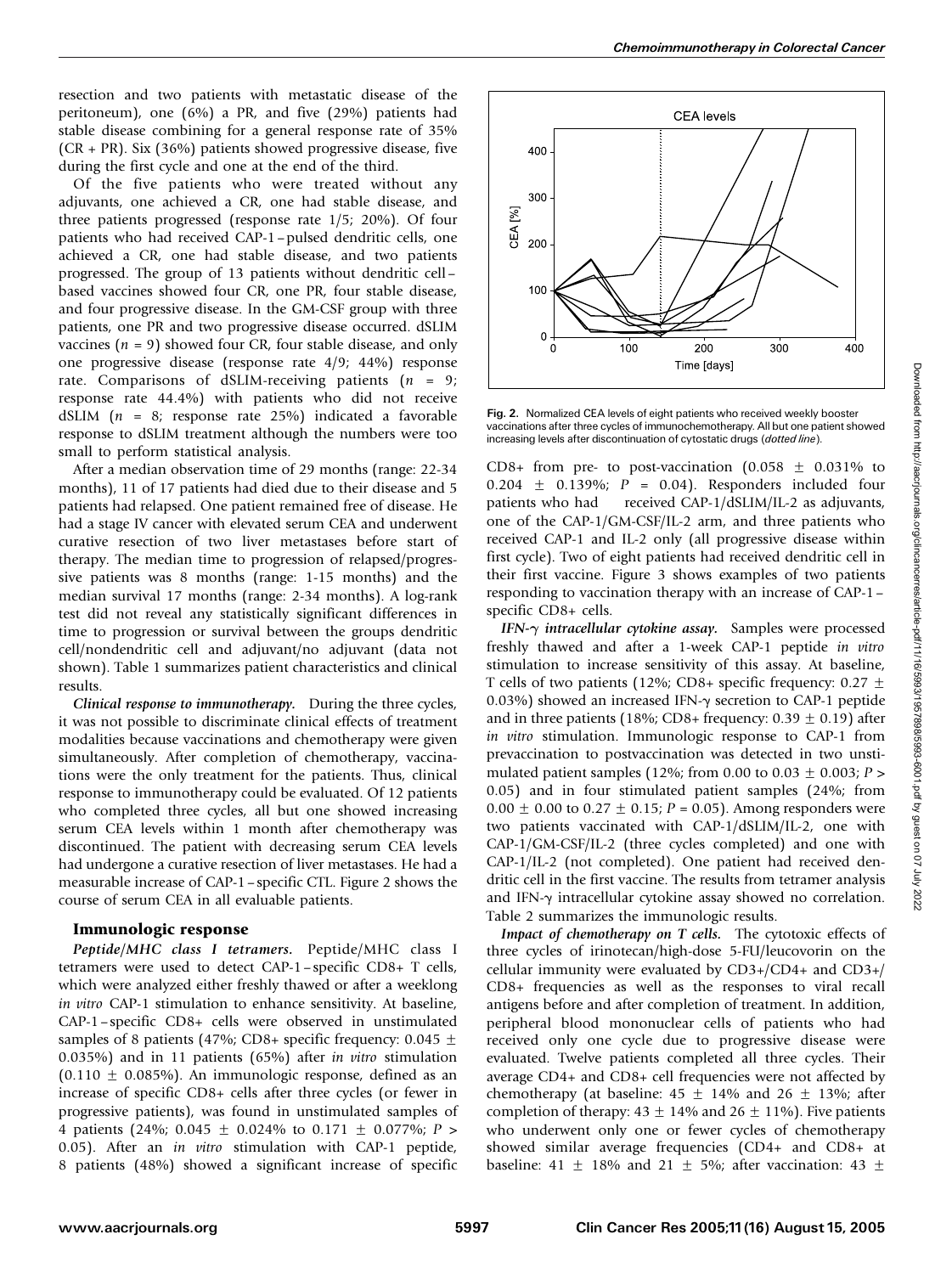resection and two patients with metastatic disease of the peritoneum), one (6%) a PR, and five (29%) patients had stable disease combining for a general response rate of 35% (CR + PR). Six (36%) patients showed progressive disease, five during the first cycle and one at the end of the third.

Of the five patients who were treated without any adjuvants, one achieved a CR, one had stable disease, and three patients progressed (response rate 1/5; 20%). Of four patients who had received CAP-1–pulsed dendritic cells, one achieved a CR, one had stable disease, and two patients progressed. The group of 13 patients without dendritic cell–based vaccines showed four CR, one PR, four stable disease, and four progressive disease. In the GM-CSF group with three patients, one PR and two progressive disease occurred. dSLIM vaccines ($n = 9$) showed four CR, four stable disease, and only one progressive disease (response rate 4/9; 44%) response rate. Comparisons of dSLIM-receiving patients ($n = 9$; response rate 44.4%) with patients who did not receive dSLIM ($n = 8$; response rate 25%) indicated a favorable response to dSLIM treatment although the numbers were too small to perform statistical analysis.

After a median observation time of 29 months (range: 22-34 months), 11 of 17 patients had died due to their disease and 5 patients had relapsed. One patient remained free of disease. He had a stage IV cancer with elevated serum CEA and underwent curative resection of two liver metastases before start of therapy. The median time to progression of relapsed/progressive patients was 8 months (range: 1-15 months) and the median survival 17 months (range: 2-34 months). A log-rank test did not reveal any statistically significant differences in time to progression or survival between the groups dendritic cell/nondendritic cell and adjuvant/no adjuvant (data not shown). Table 1 summarizes patient characteristics and clinical results.

***Clinical response to immunotherapy.*** During the three cycles, it was not possible to discriminate clinical effects of treatment modalities because vaccinations and chemotherapy were given simultaneously. After completion of chemotherapy, vaccinations were the only treatment for the patients. Thus, clinical response to immunotherapy could be evaluated. Of 12 patients who completed three cycles, all but one showed increasing serum CEA levels within 1 month after chemotherapy was discontinued. The patient with decreasing serum CEA levels had undergone a curative resection of liver metastases. He had a measurable increase of CAP-1–specific CTL. Figure 2 shows the course of serum CEA in all evaluable patients.

## Immunologic response

***Peptide/MHC class I tetramers.*** Peptide/MHC class I tetramers were used to detect CAP-1–specific CD8+ T cells, which were analyzed either freshly thawed or after a weeklong *in vitro* CAP-1 stimulation to enhance sensitivity. At baseline, CAP-1–specific CD8+ cells were observed in unstimulated samples of 8 patients (47%; CD8+ specific frequency: 0.045 ± 0.035%) and in 11 patients (65%) after *in vitro* stimulation (0.110 ± 0.085%). An immunologic response, defined as an increase of specific CD8+ cells after three cycles (or fewer in progressive patients), was found in unstimulated samples of 4 patients (24%; 0.045 ± 0.024% to 0.171 ± 0.077%; $P > 0.05$). After an *in vitro* stimulation with CAP-1 peptide, 8 patients (48%) showed a significant increase of specific

**Fig. 2.** Normalized CEA levels of eight patients who received weekly booster vaccinations after three cycles of immunochemotherapy. All but one patient showed increasing levels after discontinuation of cytostatic drugs (*dotted line*).

CD8+ from pre- to post-vaccination (0.058 ± 0.031% to 0.204 ± 0.139%; $P = 0.04$). Responders included four patients who had received CAP-1/dSLIM/IL-2 as adjuvants, one of the CAP-1/GM-CSF/IL-2 arm, and three patients who received CAP-1 and IL-2 only (all progressive disease within first cycle). Two of eight patients had received dendritic cell in their first vaccine. Figure 3 shows examples of two patients responding to vaccination therapy with an increase of CAP-1–specific CD8+ cells.

***IFN-γ intracellular cytokine assay.*** Samples were processed freshly thawed and after a 1-week CAP-1 peptide *in vitro* stimulation to increase sensitivity of this assay. At baseline, T cells of two patients (12%; CD8+ specific frequency: 0.27 ± 0.03%) showed an increased IFN-γ secretion to CAP-1 peptide and in three patients (18%; CD8+ frequency: 0.39 ± 0.19) after *in vitro* stimulation. Immunologic response to CAP-1 from prevaccination to postvaccination was detected in two unstimulated patient samples (12%; from 0.00 to 0.03 ± 0.003; $P > 0.05$) and in four stimulated patient samples (24%; from 0.00 ± 0.00 to 0.27 ± 0.15; $P = 0.05$). Among responders were two patients vaccinated with CAP-1/dSLIM/IL-2, one with CAP-1/GM-CSF/IL-2 (three cycles completed) and one with CAP-1/IL-2 (not completed). One patient had received dendritic cell in the first vaccine. The results from tetramer analysis and IFN-γ intracellular cytokine assay showed no correlation. Table 2 summarizes the immunologic results.

***Impact of chemotherapy on T cells.*** The cytotoxic effects of three cycles of irinotecan/high-dose 5-FU/leucovorin on the cellular immunity were evaluated by CD3+/CD4+ and CD3+/CD8+ frequencies as well as the responses to viral recall antigens before and after completion of treatment. In addition, peripheral blood mononuclear cells of patients who had received only one cycle due to progressive disease were evaluated. Twelve patients completed all three cycles. Their average CD4+ and CD8+ cell frequencies were not affected by chemotherapy (at baseline: 45 ± 14% and 26 ± 13%; after completion of therapy: 43 ± 14% and 26 ± 11%). Five patients who underwent only one or fewer cycles of chemotherapy showed similar average frequencies (CD4+ and CD8+ at baseline: 41 ± 18% and 21 ± 5%; after vaccination: 43 ±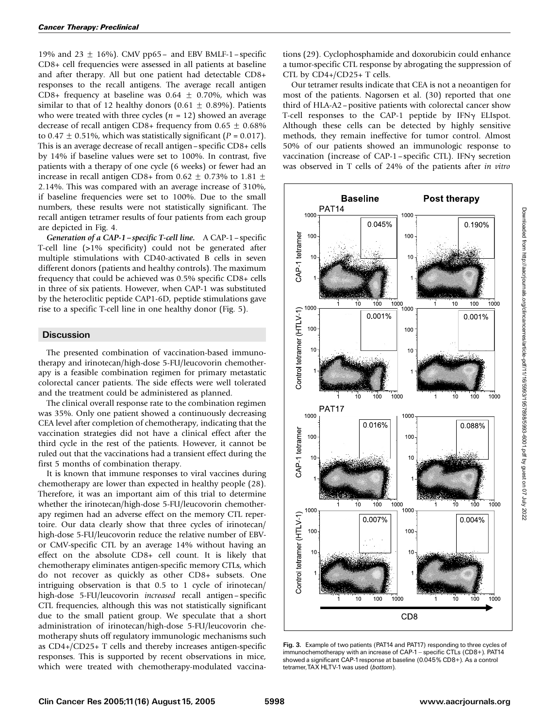19% and 23 ± 16%). CMV pp65– and EBV BMLF-1–specific CD8+ cell frequencies were assessed in all patients at baseline and after therapy. All but one patient had detectable CD8+ responses to the recall antigens. The average recall antigen CD8+ frequency at baseline was 0.64 ± 0.70%, which was similar to that of 12 healthy donors (0.61 ± 0.89%). Patients who were treated with three cycles ($n = 12$) showed an average decrease of recall antigen CD8+ frequency from 0.65 ± 0.68% to 0.47 ± 0.51%, which was statistically significant ($P = 0.017$). This is an average decrease of recall antigen–specific CD8+ cells by 14% if baseline values were set to 100%. In contrast, five patients with a therapy of one cycle (6 weeks) or fewer had an increase in recall antigen CD8+ from 0.62 ± 0.73% to 1.81 ± 2.14%. This was compared with an average increase of 310%, if baseline frequencies were set to 100%. Due to the small numbers, these results were not statistically significant. The recall antigen tetramer results of four patients from each group are depicted in Fig. 4.

***Generation of a CAP-1–specific T-cell line.*** A CAP-1–specific T-cell line (>1% specificity) could not be generated after multiple stimulations with CD40-activated B cells in seven different donors (patients and healthy controls). The maximum frequency that could be achieved was 0.5% specific CD8+ cells in three of six patients. However, when CAP-1 was substituted by the heteroclitic peptide CAP1-6D, peptide stimulations gave rise to a specific T-cell line in one healthy donor (Fig. 5).

## Discussion

The presented combination of vaccination-based immunotherapy and irinotecan/high-dose 5-FU/leucovorin chemotherapy is a feasible combination regimen for primary metastatic colorectal cancer patients. The side effects were well tolerated and the treatment could be administered as planned.

The clinical overall response rate to the combination regimen was 35%. Only one patient showed a continuously decreasing CEA level after completion of chemotherapy, indicating that the vaccination strategies did not have a clinical effect after the third cycle in the rest of the patients. However, it cannot be ruled out that the vaccinations had a transient effect during the first 5 months of combination therapy.

It is known that immune responses to viral vaccines during chemotherapy are lower than expected in healthy people (28). Therefore, it was an important aim of this trial to determine whether the irinotecan/high-dose 5-FU/leucovorin chemotherapy regimen had an adverse effect on the memory CTL repertoire. Our data clearly show that three cycles of irinotecan/high-dose 5-FU/leucovorin reduce the relative number of EBV- or CMV-specific CTL by an average 14% without having an effect on the absolute CD8+ cell count. It is likely that chemotherapy eliminates antigen-specific memory CTLs, which do not recover as quickly as other CD8+ subsets. One intriguing observation is that 0.5 to 1 cycle of irinotecan/high-dose 5-FU/leucovorin *increased* recall antigen–specific CTL frequencies, although this was not statistically significant due to the small patient group. We speculate that a short administration of irinotecan/high-dose 5-FU/leucovorin chemotherapy shuts off regulatory immunologic mechanisms such as CD4+/CD25+ T cells and thereby increases antigen-specific responses. This is supported by recent observations in mice, which were treated with chemotherapy-modulated vaccinations (29). Cyclophosphamide and doxorubicin could enhance a tumor-specific CTL response by abrogating the suppression of CTL by CD4+/CD25+ T cells.

Our tetramer results indicate that CEA is not a neoantigen for most of the patients. Nagorsen et al. (30) reported that one third of HLA-A2–positive patients with colorectal cancer show T-cell responses to the CAP-1 peptide by IFNγ ELIspot. Although these cells can be detected by highly sensitive methods, they remain ineffective for tumor control. Almost 50% of our patients showed an immunologic response to vaccination (increase of CAP-1–specific CTL). IFNγ secretion was observed in T cells of 24% of the patients after *in vitro*

**Fig. 3.** Example of two patients (PAT14 and PAT17) responding to three cycles of immunochemotherapy with an increase of CAP-1 – specific CTLs (CD8+). PAT14 showed a significant CAP-1 response at baseline (0.045% CD8+). As a control tetramer, TAX HLTV-1 was used (*bottom*).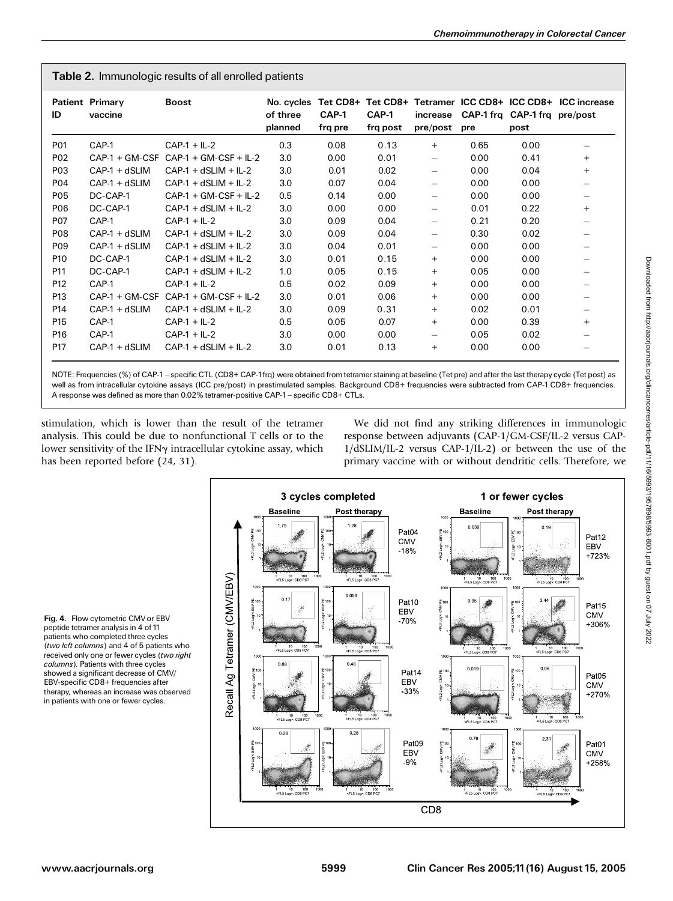**Table 2.** Immunologic results of all enrolled patients

| Patient ID | Primary vaccine | Boost | No. cycles of three planned | Tet CD8+ CAP-1 frq pre | Tet CD8+ CAP-1 frq post | Tetramer increase pre/post | ICC CD8+ CAP-1 frq pre | ICC CD8+ CAP-1 frq post | ICC increase pre/post |
|---|---|---|---|---|---|---|---|---|---|
| P01 | CAP-1 | CAP-1 + IL-2 | 0.3 | 0.08 | 0.13 | + | 0.65 | 0.00 | – |
| P02 | CAP-1 + GM-CSF | CAP-1 + GM-CSF + IL-2 | 3.0 | 0.00 | 0.01 | – | 0.00 | 0.41 | + |
| P03 | CAP-1 + dSLIM | CAP-1 + dSLIM + IL-2 | 3.0 | 0.01 | 0.02 | – | 0.00 | 0.04 | + |
| P04 | CAP-1 + dSLIM | CAP-1 + dSLIM + IL-2 | 3.0 | 0.07 | 0.04 | – | 0.00 | 0.00 | – |
| P05 | DC-CAP-1 | CAP-1 + GM-CSF + IL-2 | 0.5 | 0.14 | 0.00 | – | 0.00 | 0.00 | – |
| P06 | DC-CAP-1 | CAP-1 + dSLIM + IL-2 | 3.0 | 0.00 | 0.00 | – | 0.01 | 0.22 | + |
| P07 | CAP-1 | CAP-1 + IL-2 | 3.0 | 0.09 | 0.04 | – | 0.21 | 0.20 | – |
| P08 | CAP-1 + dSLIM | CAP-1 + dSLIM + IL-2 | 3.0 | 0.09 | 0.04 | – | 0.30 | 0.02 | – |
| P09 | CAP-1 + dSLIM | CAP-1 + dSLIM + IL-2 | 3.0 | 0.04 | 0.01 | – | 0.00 | 0.00 | – |
| P10 | DC-CAP-1 | CAP-1 + dSLIM + IL-2 | 3.0 | 0.01 | 0.15 | + | 0.00 | 0.00 | – |
| P11 | DC-CAP-1 | CAP-1 + dSLIM + IL-2 | 1.0 | 0.05 | 0.15 | + | 0.05 | 0.00 | – |
| P12 | CAP-1 | CAP-1 + IL-2 | 0.5 | 0.02 | 0.09 | + | 0.00 | 0.00 | – |
| P13 | CAP-1 + GM-CSF | CAP-1 + GM-CSF + IL-2 | 3.0 | 0.01 | 0.06 | + | 0.00 | 0.00 | – |
| P14 | CAP-1 + dSLIM | CAP-1 + dSLIM + IL-2 | 3.0 | 0.09 | 0.31 | + | 0.02 | 0.01 | – |
| P15 | CAP-1 | CAP-1 + IL-2 | 0.5 | 0.05 | 0.07 | + | 0.00 | 0.39 | + |
| P16 | CAP-1 | CAP-1 + IL-2 | 3.0 | 0.00 | 0.00 | – | 0.05 | 0.02 | – |
| P17 | CAP-1 + dSLIM | CAP-1 + dSLIM + IL-2 | 3.0 | 0.01 | 0.13 | + | 0.00 | 0.00 | – |

NOTE: Frequencies (%) of CAP-1 – specific CTL (CD8+ CAP-1frq) were obtained from tetramer staining at baseline (Tet pre) and after the last therapy cycle (Tet post) as well as from intracellular cytokine assays (ICC pre/post) in prestimulated samples. Background CD8+ frequencies were subtracted from CAP-1 CD8+ frequencies. A response was defined as more than 0.02% tetramer-positive CAP-1 – specific CD8+ CTLs.

stimulation, which is lower than the result of the tetramer analysis. This could be due to nonfunctional T cells or to the lower sensitivity of the IFNγ intracellular cytokine assay, which has been reported before (24, 31).

We did not find any striking differences in immunologic response between adjuvants (CAP-1/GM-CSF/IL-2 versus CAP-1/dSLIM/IL-2 versus CAP-1/IL-2) or between the use of the primary vaccine with or without dendritic cells. Therefore, we

**Fig. 4.** Flow cytometric CMV or EBV peptide tetramer analysis in 4 of 11 patients who completed three cycles (*two left columns*) and 4 of 5 patients who received only one or fewer cycles (*two right columns*). Patients with three cycles showed a significant decrease of CMV/EBV-specific CD8+ frequencies after therapy, whereas an increase was observed in patients with one or fewer cycles.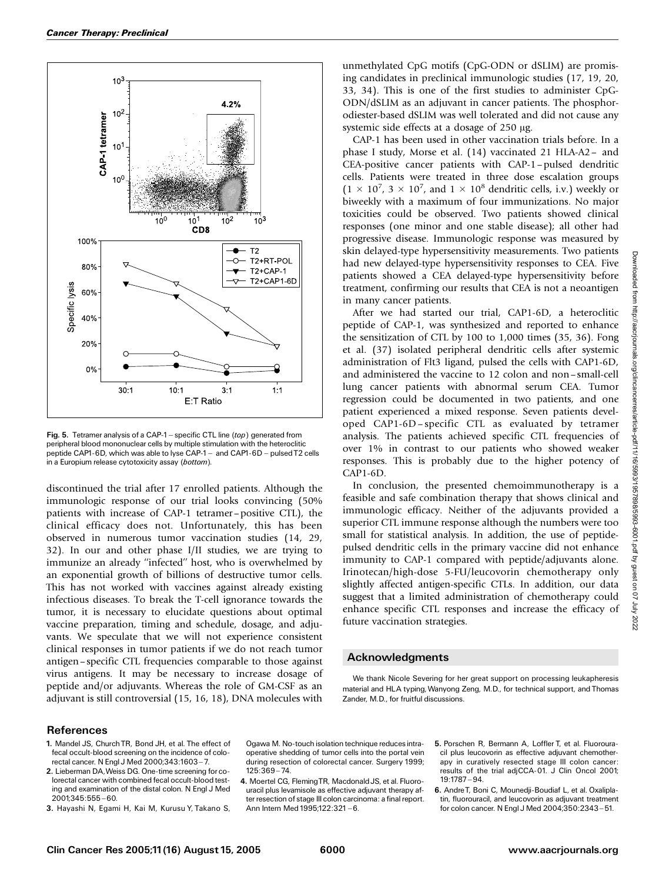Fig. 5. Tetramer analysis of a CAP-1 – specific CTL line (*top*) generated from peripheral blood mononuclear cells by multiple stimulation with the heteroclitic peptide CAP1-6D, which was able to lyse CAP-1 – and CAP1-6D – pulsed T2 cells in a Europium release cytotoxicity assay (*bottom*).

discontinued the trial after 17 enrolled patients. Although the immunologic response of our trial looks convincing (50% patients with increase of CAP-1 tetramer – positive CTL), the clinical efficacy does not. Unfortunately, this has been observed in numerous tumor vaccination studies (14, 29, 32). In our and other phase I/II studies, we are trying to immunize an already "infected" host, who is overwhelmed by an exponential growth of billions of destructive tumor cells. This has not worked with vaccines against already existing infectious diseases. To break the T-cell ignorance towards the tumor, it is necessary to elucidate questions about optimal vaccine preparation, timing and schedule, dosage, and adjuvants. We speculate that we will not experience consistent clinical responses in tumor patients if we do not reach tumor antigen – specific CTL frequencies comparable to those against virus antigens. It may be necessary to increase dosage of peptide and/or adjuvants. Whereas the role of GM-CSF as an adjuvant is still controversial (15, 16, 18), DNA molecules with unmethylated CpG motifs (CpG-ODN or dSLIM) are promising candidates in preclinical immunologic studies (17, 19, 20, 33, 34). This is one of the first studies to administer CpG-ODN/dSLIM as an adjuvant in cancer patients. The phosphorodiester-based dSLIM was well tolerated and did not cause any systemic side effects at a dosage of 250 μg.

CAP-1 has been used in other vaccination trials before. In a phase I study, Morse et al. (14) vaccinated 21 HLA-A2 – and CEA-positive cancer patients with CAP-1 – pulsed dendritic cells. Patients were treated in three dose escalation groups ($1 \times 10^7$, $3 \times 10^7$, and $1 \times 10^8$ dendritic cells, i.v.) weekly or biweekly with a maximum of four immunizations. No major toxicities could be observed. Two patients showed clinical responses (one minor and one stable disease); all other had progressive disease. Immunologic response was measured by skin delayed-type hypersensitivity measurements. Two patients had new delayed-type hypersensitivity responses to CEA. Five patients showed a CEA delayed-type hypersensitivity before treatment, confirming our results that CEA is not a neoantigen in many cancer patients.

After we had started our trial, CAP1-6D, a heteroclitic peptide of CAP-1, was synthesized and reported to enhance the sensitization of CTL by 100 to 1,000 times (35, 36). Fong et al. (37) isolated peripheral dendritic cells after systemic administration of Flt3 ligand, pulsed the cells with CAP1-6D, and administered the vaccine to 12 colon and non – small-cell lung cancer patients with abnormal serum CEA. Tumor regression could be documented in two patients, and one patient experienced a mixed response. Seven patients developed CAP1-6D – specific CTL as evaluated by tetramer analysis. The patients achieved specific CTL frequencies of over 1% in contrast to our patients who showed weaker responses. This is probably due to the higher potency of CAP1-6D.

In conclusion, the presented chemoimmunotherapy is a feasible and safe combination therapy that shows clinical and immunologic efficacy. Neither of the adjuvants provided a superior CTL immune response although the numbers were too small for statistical analysis. In addition, the use of peptide-pulsed dendritic cells in the primary vaccine did not enhance immunity to CAP-1 compared with peptide/adjuvants alone. Irinotecan/high-dose 5-FU/leucovorin chemotherapy only slightly affected antigen-specific CTLs. In addition, our data suggest that a limited administration of chemotherapy could enhance specific CTL responses and increase the efficacy of future vaccination strategies.

## Acknowledgments

We thank Nicole Severing for her great support on processing leukapheresis material and HLA typing, Wanyong Zeng, M.D., for technical support, and Thomas Zander, M.D., for fruitful discussions.

## References

1. Mandel JS, Church TR, Bond JH, et al. The effect of fecal occult-blood screening on the incidence of colorectal cancer. N Engl J Med 2000;343:1603 – 7.
2. Lieberman DA, Weiss DG. One-time screening for colorectal cancer with combined fecal occult-blood testing and examination of the distal colon. N Engl J Med 2001;345:555 – 60.
3. Hayashi N, Egami H, Kai M, Kurusu Y, Takano S, Ogawa M. No-touch isolation technique reduces intraoperative shedding of tumor cells into the portal vein during resection of colorectal cancer. Surgery 1999; 125:369 – 74.
4. Moertel CG, Fleming TR, Macdonald JS, et al. Fluorouracil plus levamisole as effective adjuvant therapy after resection of stage III colon carcinoma: a final report. Ann Intern Med 1995;122:321 – 6.
5. Porschen R, Bermann A, Loffler T, et al. Fluorouracil plus leucovorin as effective adjuvant chemotherapy in curatively resected stage III colon cancer: results of the trial adjCCA-01. J Clin Oncol 2001; 19:1787 – 94.
6. Andre T, Boni C, Mounedji-Boudiaf L, et al. Oxaliplatin, fluorouracil, and leucovorin as adjuvant treatment for colon cancer. N Engl J Med 2004;350:2343 – 51.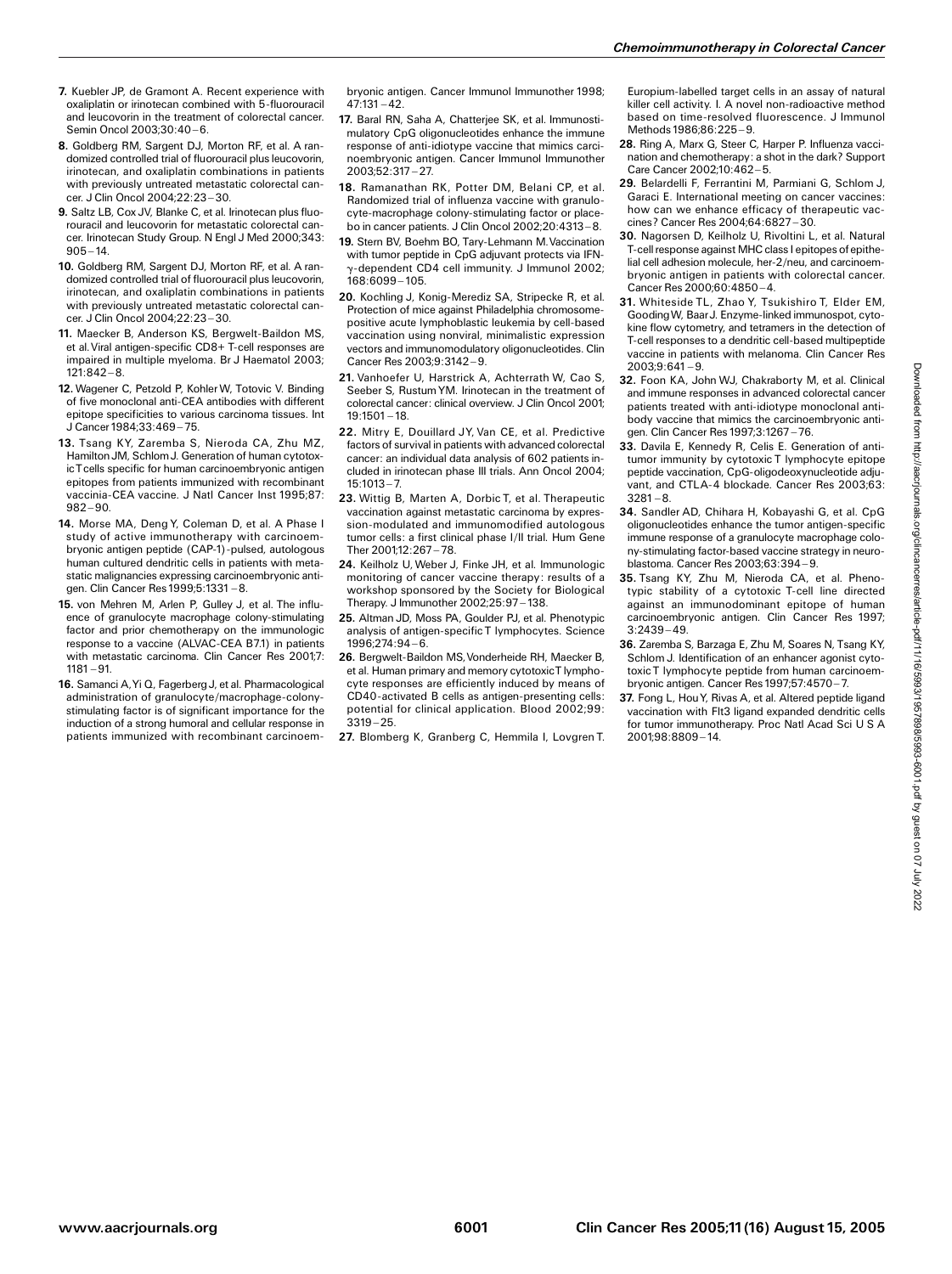7. Kuebler JP, de Gramont A. Recent experience with oxaliplatin or irinotecan combined with 5-fluorouracil and leucovorin in the treatment of colorectal cancer. Semin Oncol 2003;30:40–6.

8. Goldberg RM, Sargent DJ, Morton RF, et al. A randomized controlled trial of fluorouracil plus leucovorin, irinotecan, and oxaliplatin combinations in patients with previously untreated metastatic colorectal cancer. J Clin Oncol 2004;22:23–30.

9. Saltz LB, Cox JV, Blanke C, et al. Irinotecan plus fluorouracil and leucovorin for metastatic colorectal cancer. Irinotecan Study Group. N Engl J Med 2000;343:905–14.

10. Goldberg RM, Sargent DJ, Morton RF, et al. A randomized controlled trial of fluorouracil plus leucovorin, irinotecan, and oxaliplatin combinations in patients with previously untreated metastatic colorectal cancer. J Clin Oncol 2004;22:23–30.

11. Maecker B, Anderson KS, Bergwelt-Baildon MS, et al. Viral antigen-specific CD8+ T-cell responses are impaired in multiple myeloma. Br J Haematol 2003;121:842–8.

12. Wagener C, Petzold P, Kohler W, Totovic V. Binding of five monoclonal anti-CEA antibodies with different epitope specificities to various carcinoma tissues. Int J Cancer 1984;33:469–75.

13. Tsang KY, Zaremba S, Nieroda CA, Zhu MZ, Hamilton JM, Schlom J. Generation of human cytotoxic T cells specific for human carcinoembryonic antigen epitopes from patients immunized with recombinant vaccinia-CEA vaccine. J Natl Cancer Inst 1995;87:982–90.

14. Morse MA, Deng Y, Coleman D, et al. A Phase I study of active immunotherapy with carcinoembryonic antigen peptide (CAP-1)-pulsed, autologous human cultured dendritic cells in patients with metastatic malignancies expressing carcinoembryonic antigen. Clin Cancer Res 1999;5:1331–8.

15. von Mehren M, Arlen P, Gulley J, et al. The influence of granulocyte macrophage colony-stimulating factor and prior chemotherapy on the immunologic response to a vaccine (ALVAC-CEA B7.1) in patients with metastatic carcinoma. Clin Cancer Res 2001;7:1181–91.

16. Samanci A, Yi Q, Fagerberg J, et al. Pharmacological administration of granulocyte/macrophage-colony-stimulating factor is of significant importance for the induction of a strong humoral and cellular response in patients immunized with recombinant carcinoembryonic antigen. Cancer Immunol Immunother 1998;47:131–42.

17. Baral RN, Saha A, Chatterjee SK, et al. Immunostimulatory CpG oligonucleotides enhance the immune response of anti-idiotype vaccine that mimics carcinoembryonic antigen. Cancer Immunol Immunother 2003;52:317–27.

18. Ramanathan RK, Potter DM, Belani CP, et al. Randomized trial of influenza vaccine with granulocyte-macrophage colony-stimulating factor or placebo in cancer patients. J Clin Oncol 2002;20:4313–8.

19. Stern BV, Boehm BO, Tary-Lehmann M. Vaccination with tumor peptide in CpG adjuvant protects via IFN-γ-dependent CD4 cell immunity. J Immunol 2002;168:6099–105.

20. Kochling J, Konig-Merediz SA, Stripecke R, et al. Protection of mice against Philadelphia chromosome-positive acute lymphoblastic leukemia by cell-based vaccination using nonviral, minimalistic expression vectors and immunomodulatory oligonucleotides. Clin Cancer Res 2003;9:3142–9.

21. Vanhoefer U, Harstrick A, Achterrath W, Cao S, Seeber S, Rustum YM. Irinotecan in the treatment of colorectal cancer: clinical overview. J Clin Oncol 2001;19:1501–18.

22. Mitry E, Douillard JY, Van CE, et al. Predictive factors of survival in patients with advanced colorectal cancer: an individual data analysis of 602 patients included in irinotecan phase III trials. Ann Oncol 2004;15:1013–7.

23. Wittig B, Marten A, Dorbic T, et al. Therapeutic vaccination against metastatic carcinoma by expression-modulated and immunomodified autologous tumor cells: a first clinical phase I/II trial. Hum Gene Ther 2001;12:267–78.

24. Keilholz U, Weber J, Finke JH, et al. Immunologic monitoring of cancer vaccine therapy: results of a workshop sponsored by the Society for Biological Therapy. J Immunother 2002;25:97–138.

25. Altman JD, Moss PA, Goulder PJ, et al. Phenotypic analysis of antigen-specific T lymphocytes. Science 1996;274:94–6.

26. Bergwelt-Baildon MS, Vonderheide RH, Maecker B, et al. Human primary and memory cytotoxic T lymphocyte responses are efficiently induced by means of CD40-activated B cells as antigen-presenting cells: potential for clinical application. Blood 2002;99:3319–25.

27. Blomberg K, Granberg C, Hemmila I, Lovgren T. Europium-labelled target cells in an assay of natural killer cell activity. I. A novel non-radioactive method based on time-resolved fluorescence. J Immunol Methods 1986;86:225–9.

28. Ring A, Marx G, Steer C, Harper P. Influenza vaccination and chemotherapy: a shot in the dark? Support Care Cancer 2002;10:462–5.

29. Belardelli F, Ferrantini M, Parmiani G, Schlom J, Garaci E. International meeting on cancer vaccines: how can we enhance efficacy of therapeutic vaccines? Cancer Res 2004;64:6827–30.

30. Nagorsen D, Keilholz U, Rivoltini L, et al. Natural T-cell response against MHC class I epitopes of epithelial cell adhesion molecule, her-2/neu, and carcinoembryonic antigen in patients with colorectal cancer. Cancer Res 2000;60:4850–4.

31. Whiteside TL, Zhao Y, Tsukishiro T, Elder EM, Gooding W, Baar J. Enzyme-linked immunospot, cytokine flow cytometry, and tetramers in the detection of T-cell responses to a dendritic cell-based multipeptide vaccine in patients with melanoma. Clin Cancer Res 2003;9:641–9.

32. Foon KA, John WJ, Chakraborty M, et al. Clinical and immune responses in advanced colorectal cancer patients treated with anti-idiotype monoclonal antibody vaccine that mimics the carcinoembryonic antigen. Clin Cancer Res 1997;3:1267–76.

33. Davila E, Kennedy R, Celis E. Generation of antitumor immunity by cytotoxic T lymphocyte epitope peptide vaccination, CpG-oligodeoxynucleotide adjuvant, and CTLA-4 blockade. Cancer Res 2003;63:3281–8.

34. Sandler AD, Chihara H, Kobayashi G, et al. CpG oligonucleotides enhance the tumor antigen-specific immune response of a granulocyte macrophage colony-stimulating factor-based vaccine strategy in neuroblastoma. Cancer Res 2003;63:394–9.

35. Tsang KY, Zhu M, Nieroda CA, et al. Phenotypic stability of a cytotoxic T-cell line directed against an immunodominant epitope of human carcinoembryonic antigen. Clin Cancer Res 1997;3:2439–49.

36. Zaremba S, Barzaga E, Zhu M, Soares N, Tsang KY, Schlom J. Identification of an enhancer agonist cytotoxic T lymphocyte peptide from human carcinoembryonic antigen. Cancer Res 1997;57:4570–7.

37. Fong L, Hou Y, Rivas A, et al. Altered peptide ligand vaccination with Flt3 ligand expanded dendritic cells for tumor immunotherapy. Proc Natl Acad Sci U S A 2001;98:8809–14.